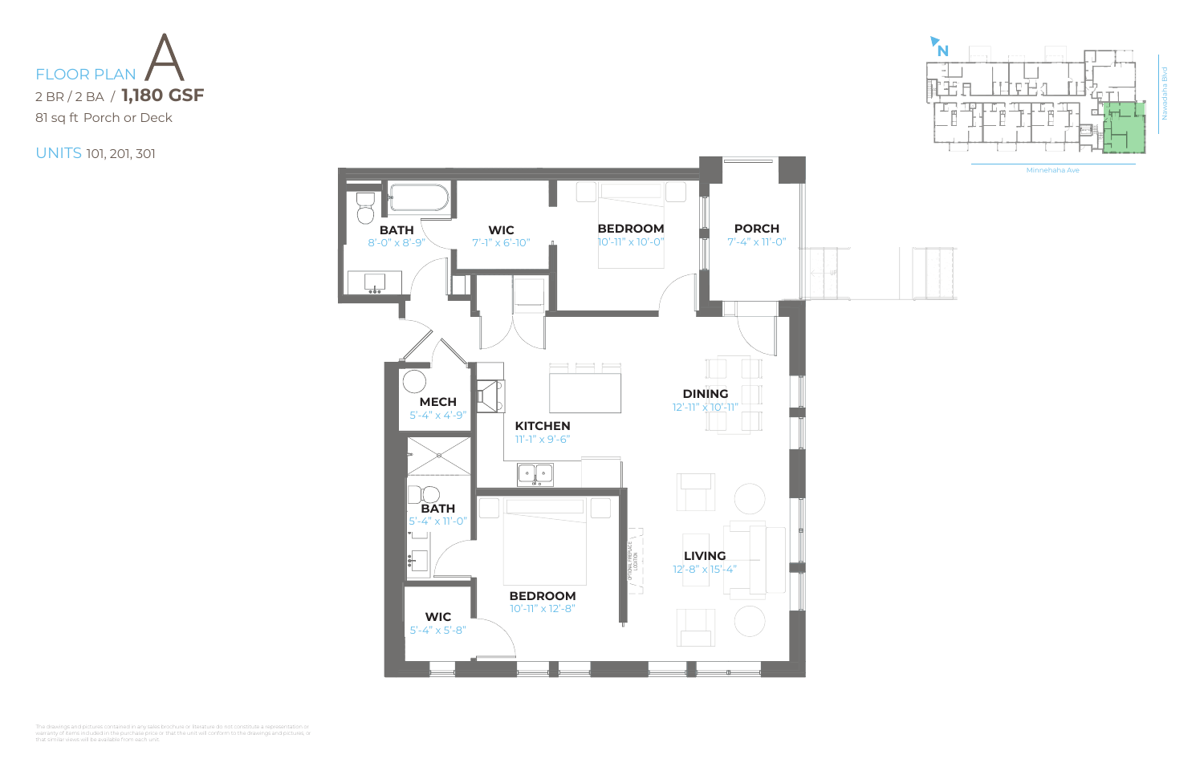# FLOOR PLAN A

2 BR / 2 BA / **1,180 GSF**

81 sq ft Porch or Deck

UNITS 101, 201, 301

**BATH**
8'-0" x 8'-9"

**WIC**
7'-1" x 6'-10"

**BEDROOM**
10'-11" x 10'-0"

**PORCH**
7'-4" x 11'-0"

**MECH**
5'-4" x 4'-9"

**KITCHEN**
11'-1" x 9'-6"

**DINING**
12'-11" x 10'-11"

**BATH**
5'-4" x 11'-0"

**BEDROOM**
10'-11" x 12'-8"

**LIVING**
12'-8" x 15'-4"

**WIC**
5'-4" x 5'-8"

OPTIONAL FIREPLACE LOCATION

N

Nawadaha Blvd

Minnehaha Ave

The drawings and pictures contained in any sales brochure or literature do not constitute a representation or warranty of items included in the purchase price or that the unit will conform to the drawings and pictures, or that similar views will be available from each unit.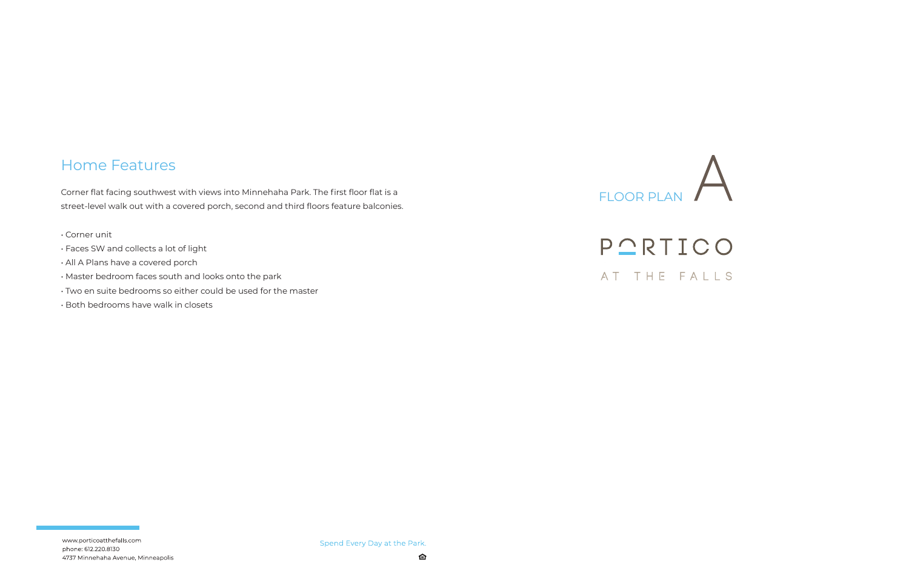## Home Features

Corner flat facing southwest with views into Minnehaha Park. The first floor flat is a street-level walk out with a covered porch, second and third floors feature balconies.

- Corner unit
- Faces SW and collects a lot of light
- All A Plans have a covered porch
- Master bedroom faces south and looks onto the park
- Two en suite bedrooms so either could be used for the master
- Both bedrooms have walk in closets

# FLOOR PLAN A

PORTICO

AT THE FALLS

www.porticoatthefalls.com
phone: 612.220.8130
4737 Minnehaha Avenue, Minneapolis

Spend Every Day at the Park.